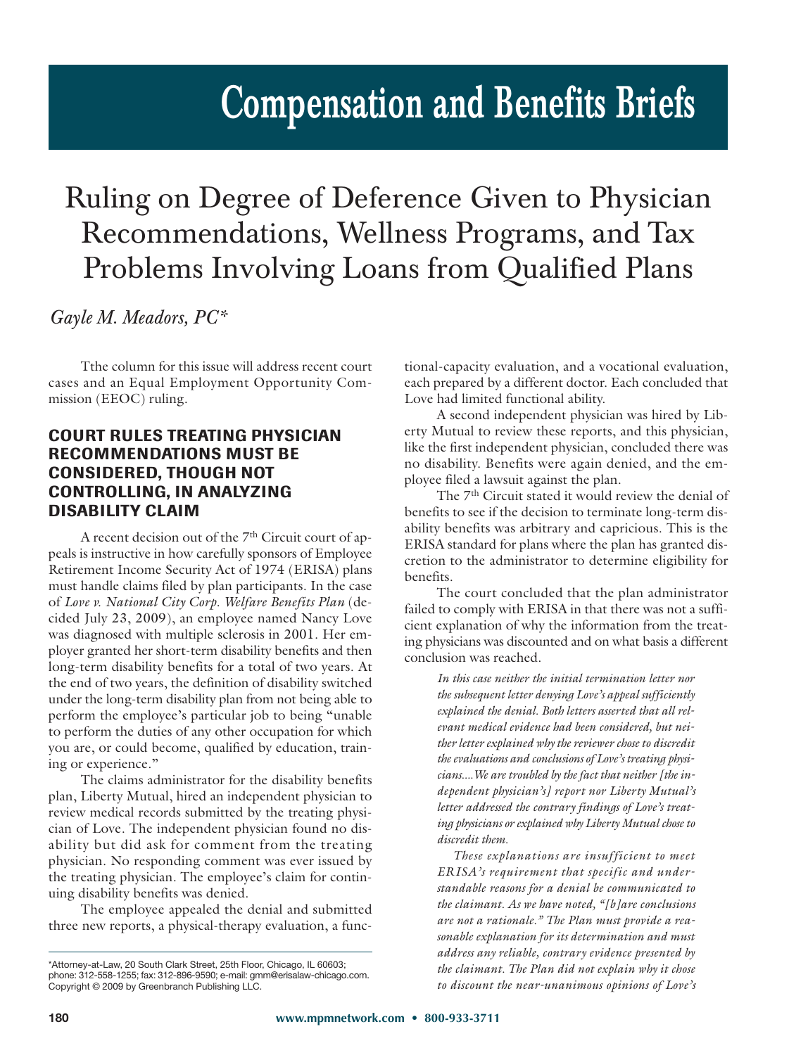# Compensation and Benefits Briefs

## Ruling on Degree of Deference Given to Physician Recommendations, Wellness Programs, and Tax Problems Involving Loans from Qualified Plans

*Gayle M. Meadors, PC**

Tthe column for this issue will address recent court cases and an Equal Employment Opportunity Commission (EEOC) ruling.

### COURT RULES TREATING PHYSICIAN RECOMMENDATIONS MUST BE CONSIDERED, THOUGH NOT CONTROLLING, IN ANALYZING DISABILITY CLAIM

A recent decision out of the 7th Circuit court of appeals is instructive in how carefully sponsors of Employee Retirement Income Security Act of 1974 (ERISA) plans must handle claims filed by plan participants. In the case of *Love v. National City Corp. Welfare Benefits Plan* (decided July 23, 2009), an employee named Nancy Love was diagnosed with multiple sclerosis in 2001. Her employer granted her short-term disability benefits and then long-term disability benefits for a total of two years. At the end of two years, the definition of disability switched under the long-term disability plan from not being able to perform the employee's particular job to being "unable to perform the duties of any other occupation for which you are, or could become, qualified by education, training or experience."

The claims administrator for the disability benefits plan, Liberty Mutual, hired an independent physician to review medical records submitted by the treating physician of Love. The independent physician found no disability but did ask for comment from the treating physician. No responding comment was ever issued by the treating physician. The employee's claim for continuing disability benefits was denied.

The employee appealed the denial and submitted three new reports, a physical-therapy evaluation, a functional-capacity evaluation, and a vocational evaluation, each prepared by a different doctor. Each concluded that Love had limited functional ability.

A second independent physician was hired by Liberty Mutual to review these reports, and this physician, like the first independent physician, concluded there was no disability. Benefits were again denied, and the employee filed a lawsuit against the plan.

The 7th Circuit stated it would review the denial of benefits to see if the decision to terminate long-term disability benefits was arbitrary and capricious. This is the ERISA standard for plans where the plan has granted discretion to the administrator to determine eligibility for benefits.

The court concluded that the plan administrator failed to comply with ERISA in that there was not a sufficient explanation of why the information from the treating physicians was discounted and on what basis a different conclusion was reached.

> *In this case neither the initial termination letter nor the subsequent letter denying Love's appeal sufficiently explained the denial. Both letters asserted that all relevant medical evidence had been considered, but neither letter explained why the reviewer chose to discredit the evaluations and conclusions of Love's treating physicians....We are troubled by the fact that neither [the independent physician's] report nor Liberty Mutual's letter addressed the contrary findings of Love's treating physicians or explained why Liberty Mutual chose to discredit them.*
>
> *These explanations are insufficient to meet ERISA's requirement that specific and understandable reasons for a denial be communicated to the claimant. As we have noted, "[b]are conclusions are not a rationale." The Plan must provide a reasonable explanation for its determination and must address any reliable, contrary evidence presented by the claimant. The Plan did not explain why it chose to discount the near-unanimous opinions of Love's*

*Attorney-at-Law, 20 South Clark Street, 25th Floor, Chicago, IL 60603; phone: 312-558-1255; fax: 312-896-9590; e-mail: gmm@erisalaw-chicago.com. Copyright © 2009 by Greenbranch Publishing LLC.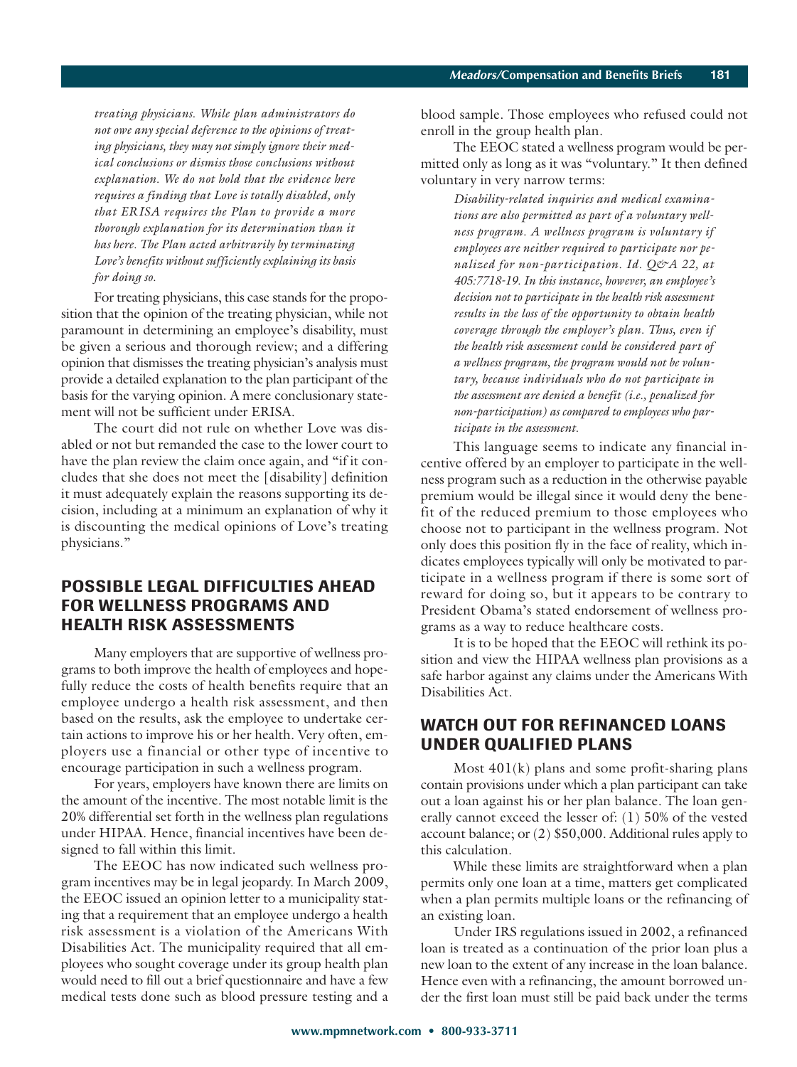*treating physicians. While plan administrators do not owe any special deference to the opinions of treating physicians, they may not simply ignore their medical conclusions or dismiss those conclusions without explanation. We do not hold that the evidence here requires a finding that Love is totally disabled, only that ERISA requires the Plan to provide a more thorough explanation for its determination than it has here. The Plan acted arbitrarily by terminating Love's benefits without sufficiently explaining its basis for doing so.*

For treating physicians, this case stands for the proposition that the opinion of the treating physician, while not paramount in determining an employee's disability, must be given a serious and thorough review; and a differing opinion that dismisses the treating physician's analysis must provide a detailed explanation to the plan participant of the basis for the varying opinion. A mere conclusionary statement will not be sufficient under ERISA.

The court did not rule on whether Love was disabled or not but remanded the case to the lower court to have the plan review the claim once again, and "if it concludes that she does not meet the [disability] definition it must adequately explain the reasons supporting its decision, including at a minimum an explanation of why it is discounting the medical opinions of Love's treating physicians."

## POSSIBLE LEGAL DIFFICULTIES AHEAD FOR WELLNESS PROGRAMS AND HEALTH RISK ASSESSMENTS

Many employers that are supportive of wellness programs to both improve the health of employees and hopefully reduce the costs of health benefits require that an employee undergo a health risk assessment, and then based on the results, ask the employee to undertake certain actions to improve his or her health. Very often, employers use a financial or other type of incentive to encourage participation in such a wellness program.

For years, employers have known there are limits on the amount of the incentive. The most notable limit is the 20% differential set forth in the wellness plan regulations under HIPAA. Hence, financial incentives have been designed to fall within this limit.

The EEOC has now indicated such wellness program incentives may be in legal jeopardy. In March 2009, the EEOC issued an opinion letter to a municipality stating that a requirement that an employee undergo a health risk assessment is a violation of the Americans With Disabilities Act. The municipality required that all employees who sought coverage under its group health plan would need to fill out a brief questionnaire and have a few medical tests done such as blood pressure testing and a blood sample. Those employees who refused could not enroll in the group health plan.

The EEOC stated a wellness program would be permitted only as long as it was "voluntary." It then defined voluntary in very narrow terms:

> *Disability-related inquiries and medical examinations are also permitted as part of a voluntary wellness program. A wellness program is voluntary if employees are neither required to participate nor penalized for non-participation. Id. Q&A 22, at 405:7718-19. In this instance, however, an employee's decision not to participate in the health risk assessment results in the loss of the opportunity to obtain health coverage through the employer's plan. Thus, even if the health risk assessment could be considered part of a wellness program, the program would not be voluntary, because individuals who do not participate in the assessment are denied a benefit (i.e., penalized for non-participation) as compared to employees who participate in the assessment.*

This language seems to indicate any financial incentive offered by an employer to participate in the wellness program such as a reduction in the otherwise payable premium would be illegal since it would deny the benefit of the reduced premium to those employees who choose not to participant in the wellness program. Not only does this position fly in the face of reality, which indicates employees typically will only be motivated to participate in a wellness program if there is some sort of reward for doing so, but it appears to be contrary to President Obama's stated endorsement of wellness programs as a way to reduce healthcare costs.

It is to be hoped that the EEOC will rethink its position and view the HIPAA wellness plan provisions as a safe harbor against any claims under the Americans With Disabilities Act.

## WATCH OUT FOR REFINANCED LOANS UNDER QUALIFIED PLANS

Most 401(k) plans and some profit-sharing plans contain provisions under which a plan participant can take out a loan against his or her plan balance. The loan generally cannot exceed the lesser of: (1) 50% of the vested account balance; or (2) $50,000. Additional rules apply to this calculation.

While these limits are straightforward when a plan permits only one loan at a time, matters get complicated when a plan permits multiple loans or the refinancing of an existing loan.

Under IRS regulations issued in 2002, a refinanced loan is treated as a continuation of the prior loan plus a new loan to the extent of any increase in the loan balance. Hence even with a refinancing, the amount borrowed under the first loan must still be paid back under the terms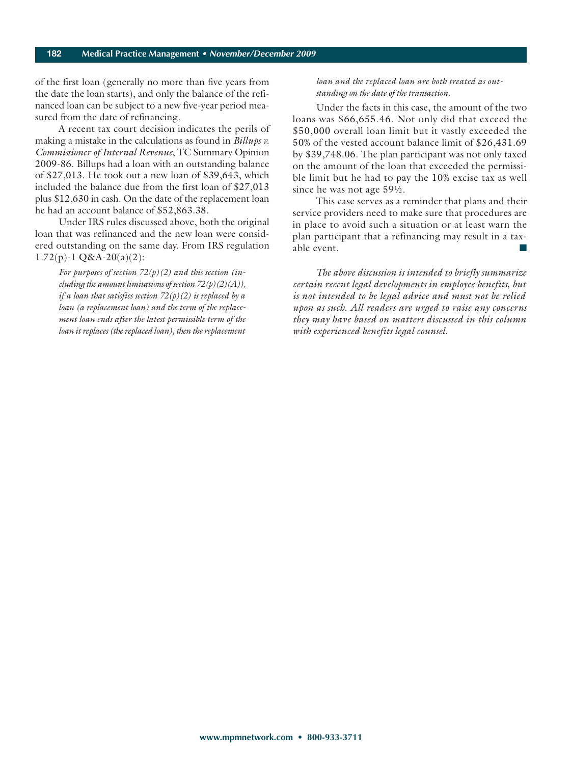of the first loan (generally no more than five years from the date the loan starts), and only the balance of the refinanced loan can be subject to a new five-year period measured from the date of refinancing.

A recent tax court decision indicates the perils of making a mistake in the calculations as found in *Billups v. Commissioner of Internal Revenue*, TC Summary Opinion 2009-86. Billups had a loan with an outstanding balance of $27,013. He took out a new loan of $39,643, which included the balance due from the first loan of $27,013 plus $12,630 in cash. On the date of the replacement loan he had an account balance of $52,863.38.

Under IRS rules discussed above, both the original loan that was refinanced and the new loan were considered outstanding on the same day. From IRS regulation 1.72(p)-1 Q&A-20(a)(2):

> *For purposes of section 72(p)(2) and this section (including the amount limitations of section 72(p)(2)(A)), if a loan that satisfies section 72(p)(2) is replaced by a loan (a replacement loan) and the term of the replacement loan ends after the latest permissible term of the loan it replaces (the replaced loan), then the replacement loan and the replaced loan are both treated as outstanding on the date of the transaction.*

Under the facts in this case, the amount of the two loans was $66,655.46. Not only did that exceed the $50,000 overall loan limit but it vastly exceeded the 50% of the vested account balance limit of $26,431.69 by $39,748.06. The plan participant was not only taxed on the amount of the loan that exceeded the permissible limit but he had to pay the 10% excise tax as well since he was not age 59½.

This case serves as a reminder that plans and their service providers need to make sure that procedures are in place to avoid such a situation or at least warn the plan participant that a refinancing may result in a taxable event. ■

*The above discussion is intended to briefly summarize certain recent legal developments in employee benefits, but is not intended to be legal advice and must not be relied upon as such. All readers are urged to raise any concerns they may have based on matters discussed in this column with experienced benefits legal counsel.*